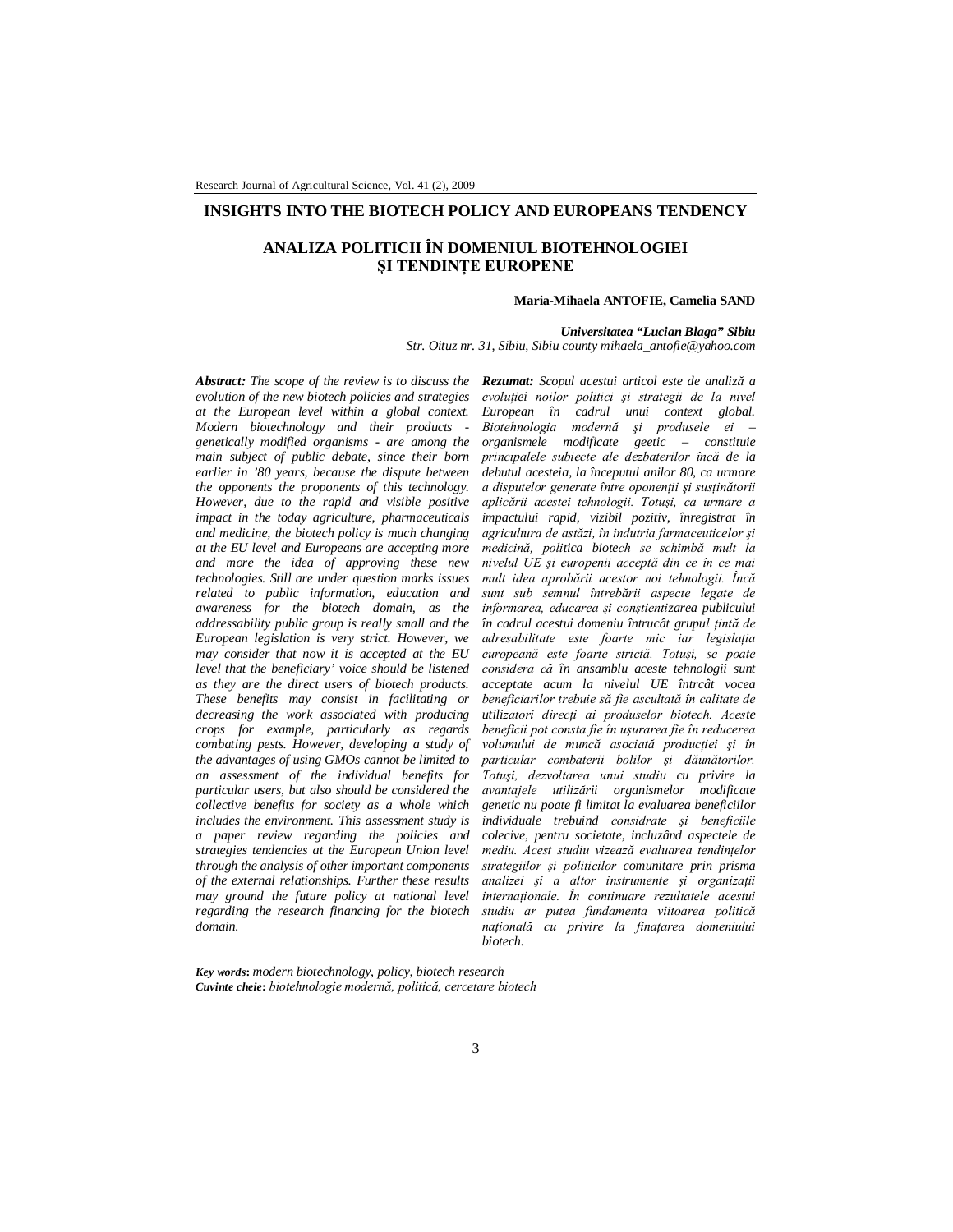# INSIGHTS INTO THE BIOTECH POLICY AND EUROPEANS TENDENCY

# ANALIZA POLITICII ÎN DOMENIUL BIOTEHNOLOGIEI ȘI TENDINȚE EUROPENE

**Maria-Mihaela ANTOFIE, Camelia SAND**

***Universitatea "Lucian Blaga" Sibiu***
*Str. Oituz nr. 31, Sibiu, Sibiu county mihaela_antofie@yahoo.com*

***Abstract:*** *The scope of the review is to discuss the evolution of the new biotech policies and strategies at the European level within a global context. Modern biotechnology and their products - genetically modified organisms - are among the main subject of public debate, since their born earlier in '80 years, because the dispute between the opponents the proponents of this technology. However, due to the rapid and visible positive impact in the today agriculture, pharmaceuticals and medicine, the biotech policy is much changing at the EU level and Europeans are accepting more and more the idea of approving these new technologies. Still are under question marks issues related to public information, education and awareness for the biotech domain, as the addressability public group is really small and the European legislation is very strict. However, we may consider that now it is accepted at the EU level that the beneficiary' voice should be listened as they are the direct users of biotech products. These benefits may consist in facilitating or decreasing the work associated with producing crops for example, particularly as regards combating pests. However, developing a study of the advantages of using GMOs cannot be limited to an assessment of the individual benefits for particular users, but also should be considered the collective benefits for society as a whole which includes the environment. This assessment study is a paper review regarding the policies and strategies tendencies at the European Union level through the analysis of other important components of the external relationships. Further these results may ground the future policy at national level regarding the research financing for the biotech domain.*

***Rezumat:*** *Scopul acestui articol este de analiză a evoluției noilor politici și strategii de la nivel European în cadrul unui context global. Biotehnologia modernă și produsele ei – organismele modificate geetic – constituie principalele subiecte ale dezbaterilor încă de la debutul acesteia, la începutul anilor 80, ca urmare a disputelor generate între oponenții și susținătorii aplicării acestei tehnologii. Totuși, ca urmare a impactului rapid, vizibil pozitiv, înregistrat în agricultura de astăzi, în indutria farmaceuticelor și medicină, politica biotech se schimbă mult la nivelul UE și europenii acceptă din ce în ce mai mult idea aprobării acestor noi tehnologii. Încă sunt sub semnul întrebării aspecte legate de informarea, educarea și conștientizarea publicului în cadrul acestui domeniu întrucât grupul țintă de adresabilitate este foarte mic iar legislația europeană este foarte strictă. Totuși, se poate considera că în ansamblu aceste tehnologii sunt acceptate acum la nivelul UE întrcât vocea beneficiarilor trebuie să fie ascultată în calitate de utilizatori direcți ai produselor biotech. Aceste beneficii pot consta fie în ușurarea fie în reducerea volumului de muncă asociată producției și în particular combaterii bolilor și dăunătorilor. Totuși, dezvoltarea unui studiu cu privire la avantajele utilizării organismelor modificate genetic nu poate fi limitat la evaluarea beneficiilor individuale trebuind considrate și beneficiile colecive, pentru societate, incluzând aspectele de mediu. Acest studiu vizează evaluarea tendințelor strategiilor și politicilor comunitare prin prisma analizei și a altor instrumente și organizații internaționale. În continuare rezultatele acestui studiu ar putea fundamenta viitoarea politică națională cu privire la finațarea domeniului biotech.*

***Key words*****:** *modern biotechnology, policy, biotech research*
***Cuvinte cheie*****:** *biotehnologie modernă, politică, cercetare biotech*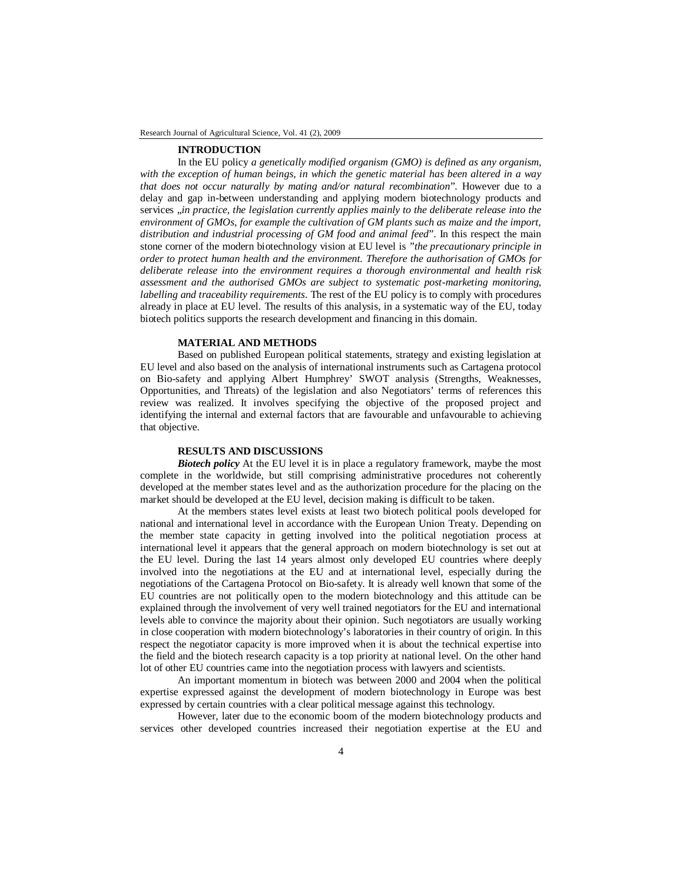## INTRODUCTION

In the EU policy *a genetically modified organism (GMO) is defined as any organism, with the exception of human beings, in which the genetic material has been altered in a way that does not occur naturally by mating and/or natural recombination*". However due to a delay and gap in-between understanding and applying modern biotechnology products and services „*in practice, the legislation currently applies mainly to the deliberate release into the environment of GMOs, for example the cultivation of GM plants such as maize and the import, distribution and industrial processing of GM food and animal feed*". In this respect the main stone corner of the modern biotechnology vision at EU level is "*the precautionary principle in order to protect human health and the environment. Therefore the authorisation of GMOs for deliberate release into the environment requires a thorough environmental and health risk assessment and the authorised GMOs are subject to systematic post-marketing monitoring, labelling and traceability requirements*. The rest of the EU policy is to comply with procedures already in place at EU level. The results of this analysis, in a systematic way of the EU, today biotech politics supports the research development and financing in this domain.

## MATERIAL AND METHODS

Based on published European political statements, strategy and existing legislation at EU level and also based on the analysis of international instruments such as Cartagena protocol on Bio-safety and applying Albert Humphrey' SWOT analysis (Strengths, Weaknesses, Opportunities, and Threats) of the legislation and also Negotiators' terms of references this review was realized. It involves specifying the objective of the proposed project and identifying the internal and external factors that are favourable and unfavourable to achieving that objective.

## RESULTS AND DISCUSSIONS

***Biotech policy*** At the EU level it is in place a regulatory framework, maybe the most complete in the worldwide, but still comprising administrative procedures not coherently developed at the member states level and as the authorization procedure for the placing on the market should be developed at the EU level, decision making is difficult to be taken.

At the members states level exists at least two biotech political pools developed for national and international level in accordance with the European Union Treaty. Depending on the member state capacity in getting involved into the political negotiation process at international level it appears that the general approach on modern biotechnology is set out at the EU level. During the last 14 years almost only developed EU countries where deeply involved into the negotiations at the EU and at international level, especially during the negotiations of the Cartagena Protocol on Bio-safety. It is already well known that some of the EU countries are not politically open to the modern biotechnology and this attitude can be explained through the involvement of very well trained negotiators for the EU and international levels able to convince the majority about their opinion. Such negotiators are usually working in close cooperation with modern biotechnology's laboratories in their country of origin. In this respect the negotiator capacity is more improved when it is about the technical expertise into the field and the biotech research capacity is a top priority at national level. On the other hand lot of other EU countries came into the negotiation process with lawyers and scientists.

An important momentum in biotech was between 2000 and 2004 when the political expertise expressed against the development of modern biotechnology in Europe was best expressed by certain countries with a clear political message against this technology.

However, later due to the economic boom of the modern biotechnology products and services other developed countries increased their negotiation expertise at the EU and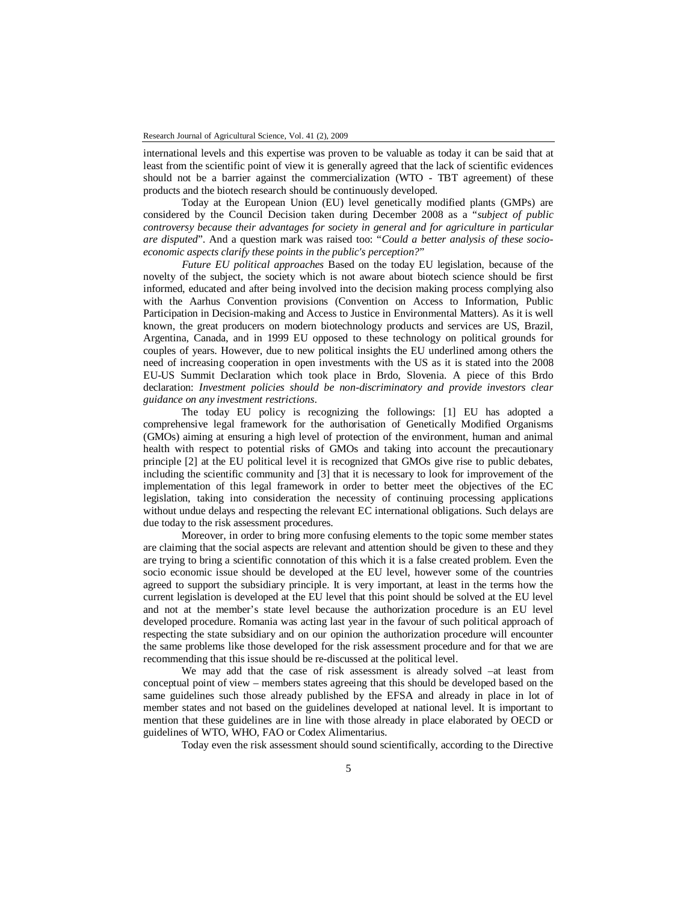international levels and this expertise was proven to be valuable as today it can be said that at least from the scientific point of view it is generally agreed that the lack of scientific evidences should not be a barrier against the commercialization (WTO - TBT agreement) of these products and the biotech research should be continuously developed.

Today at the European Union (EU) level genetically modified plants (GMPs) are considered by the Council Decision taken during December 2008 as a "*subject of public controversy because their advantages for society in general and for agriculture in particular are disputed*". And a question mark was raised too: "*Could a better analysis of these socio-economic aspects clarify these points in the public's perception?*"

*Future EU political approaches* Based on the today EU legislation, because of the novelty of the subject, the society which is not aware about biotech science should be first informed, educated and after being involved into the decision making process complying also with the Aarhus Convention provisions (Convention on Access to Information, Public Participation in Decision-making and Access to Justice in Environmental Matters). As it is well known, the great producers on modern biotechnology products and services are US, Brazil, Argentina, Canada, and in 1999 EU opposed to these technology on political grounds for couples of years. However, due to new political insights the EU underlined among others the need of increasing cooperation in open investments with the US as it is stated into the 2008 EU-US Summit Declaration which took place in Brdo, Slovenia. A piece of this Brdo declaration: *Investment policies should be non-discriminatory and provide investors clear guidance on any investment restrictions*.

The today EU policy is recognizing the followings: [1] EU has adopted a comprehensive legal framework for the authorisation of Genetically Modified Organisms (GMOs) aiming at ensuring a high level of protection of the environment, human and animal health with respect to potential risks of GMOs and taking into account the precautionary principle [2] at the EU political level it is recognized that GMOs give rise to public debates, including the scientific community and [3] that it is necessary to look for improvement of the implementation of this legal framework in order to better meet the objectives of the EC legislation, taking into consideration the necessity of continuing processing applications without undue delays and respecting the relevant EC international obligations. Such delays are due today to the risk assessment procedures.

Moreover, in order to bring more confusing elements to the topic some member states are claiming that the social aspects are relevant and attention should be given to these and they are trying to bring a scientific connotation of this which it is a false created problem. Even the socio economic issue should be developed at the EU level, however some of the countries agreed to support the subsidiary principle. It is very important, at least in the terms how the current legislation is developed at the EU level that this point should be solved at the EU level and not at the member's state level because the authorization procedure is an EU level developed procedure. Romania was acting last year in the favour of such political approach of respecting the state subsidiary and on our opinion the authorization procedure will encounter the same problems like those developed for the risk assessment procedure and for that we are recommending that this issue should be re-discussed at the political level.

We may add that the case of risk assessment is already solved –at least from conceptual point of view – members states agreeing that this should be developed based on the same guidelines such those already published by the EFSA and already in place in lot of member states and not based on the guidelines developed at national level. It is important to mention that these guidelines are in line with those already in place elaborated by OECD or guidelines of WTO, WHO, FAO or Codex Alimentarius.

Today even the risk assessment should sound scientifically, according to the Directive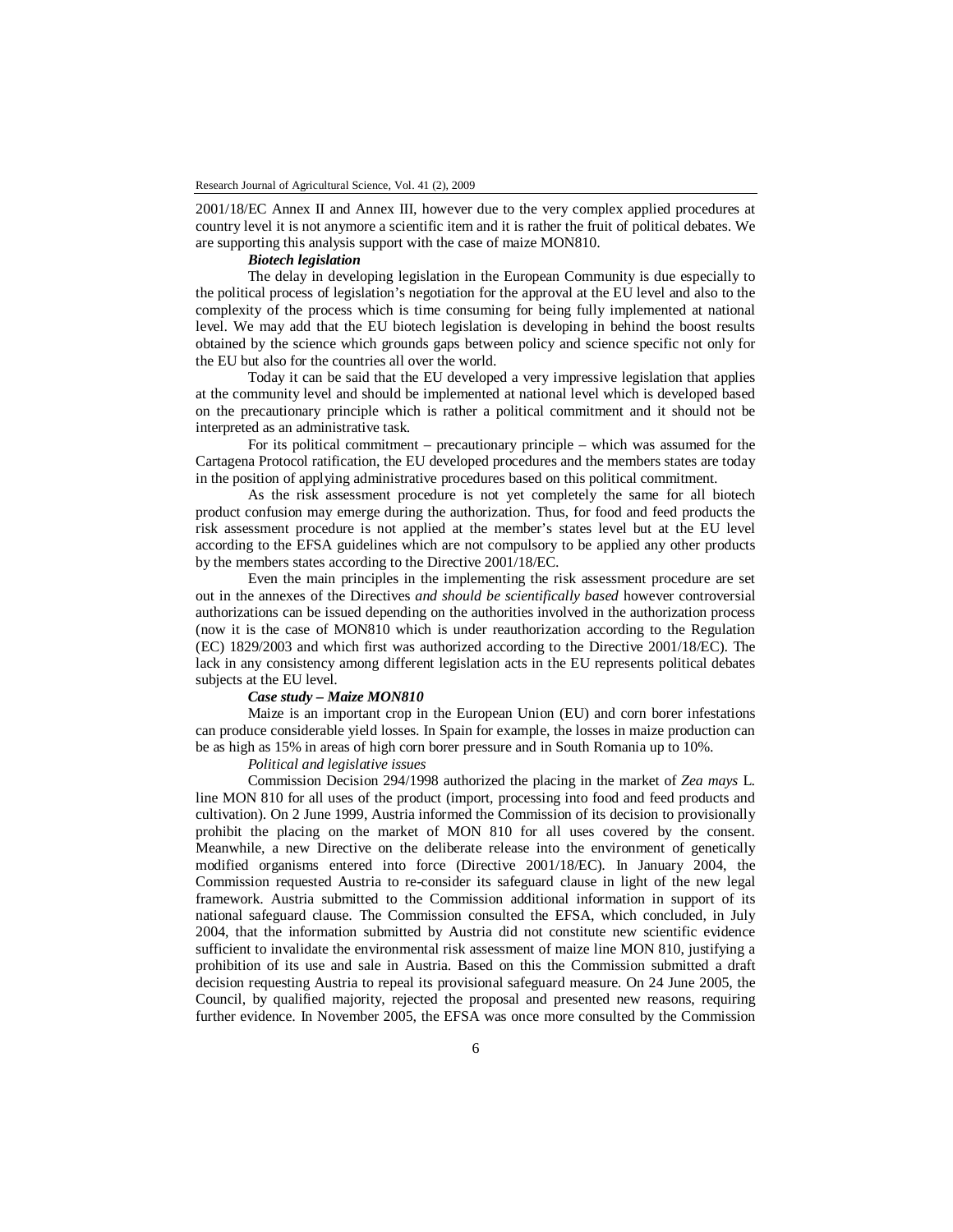2001/18/EC Annex II and Annex III, however due to the very complex applied procedures at country level it is not anymore a scientific item and it is rather the fruit of political debates. We are supporting this analysis support with the case of maize MON810.

***Biotech legislation***

The delay in developing legislation in the European Community is due especially to the political process of legislation's negotiation for the approval at the EU level and also to the complexity of the process which is time consuming for being fully implemented at national level. We may add that the EU biotech legislation is developing in behind the boost results obtained by the science which grounds gaps between policy and science specific not only for the EU but also for the countries all over the world.

Today it can be said that the EU developed a very impressive legislation that applies at the community level and should be implemented at national level which is developed based on the precautionary principle which is rather a political commitment and it should not be interpreted as an administrative task.

For its political commitment – precautionary principle – which was assumed for the Cartagena Protocol ratification, the EU developed procedures and the members states are today in the position of applying administrative procedures based on this political commitment.

As the risk assessment procedure is not yet completely the same for all biotech product confusion may emerge during the authorization. Thus, for food and feed products the risk assessment procedure is not applied at the member's states level but at the EU level according to the EFSA guidelines which are not compulsory to be applied any other products by the members states according to the Directive 2001/18/EC.

Even the main principles in the implementing the risk assessment procedure are set out in the annexes of the Directives *and should be scientifically based* however controversial authorizations can be issued depending on the authorities involved in the authorization process (now it is the case of MON810 which is under reauthorization according to the Regulation (EC) 1829/2003 and which first was authorized according to the Directive 2001/18/EC). The lack in any consistency among different legislation acts in the EU represents political debates subjects at the EU level.

***Case study – Maize MON810***

Maize is an important crop in the European Union (EU) and corn borer infestations can produce considerable yield losses. In Spain for example, the losses in maize production can be as high as 15% in areas of high corn borer pressure and in South Romania up to 10%.

*Political and legislative issues*

Commission Decision 294/1998 authorized the placing in the market of *Zea mays* L. line MON 810 for all uses of the product (import, processing into food and feed products and cultivation). On 2 June 1999, Austria informed the Commission of its decision to provisionally prohibit the placing on the market of MON 810 for all uses covered by the consent. Meanwhile, a new Directive on the deliberate release into the environment of genetically modified organisms entered into force (Directive 2001/18/EC). In January 2004, the Commission requested Austria to re-consider its safeguard clause in light of the new legal framework. Austria submitted to the Commission additional information in support of its national safeguard clause. The Commission consulted the EFSA, which concluded, in July 2004, that the information submitted by Austria did not constitute new scientific evidence sufficient to invalidate the environmental risk assessment of maize line MON 810, justifying a prohibition of its use and sale in Austria. Based on this the Commission submitted a draft decision requesting Austria to repeal its provisional safeguard measure. On 24 June 2005, the Council, by qualified majority, rejected the proposal and presented new reasons, requiring further evidence. In November 2005, the EFSA was once more consulted by the Commission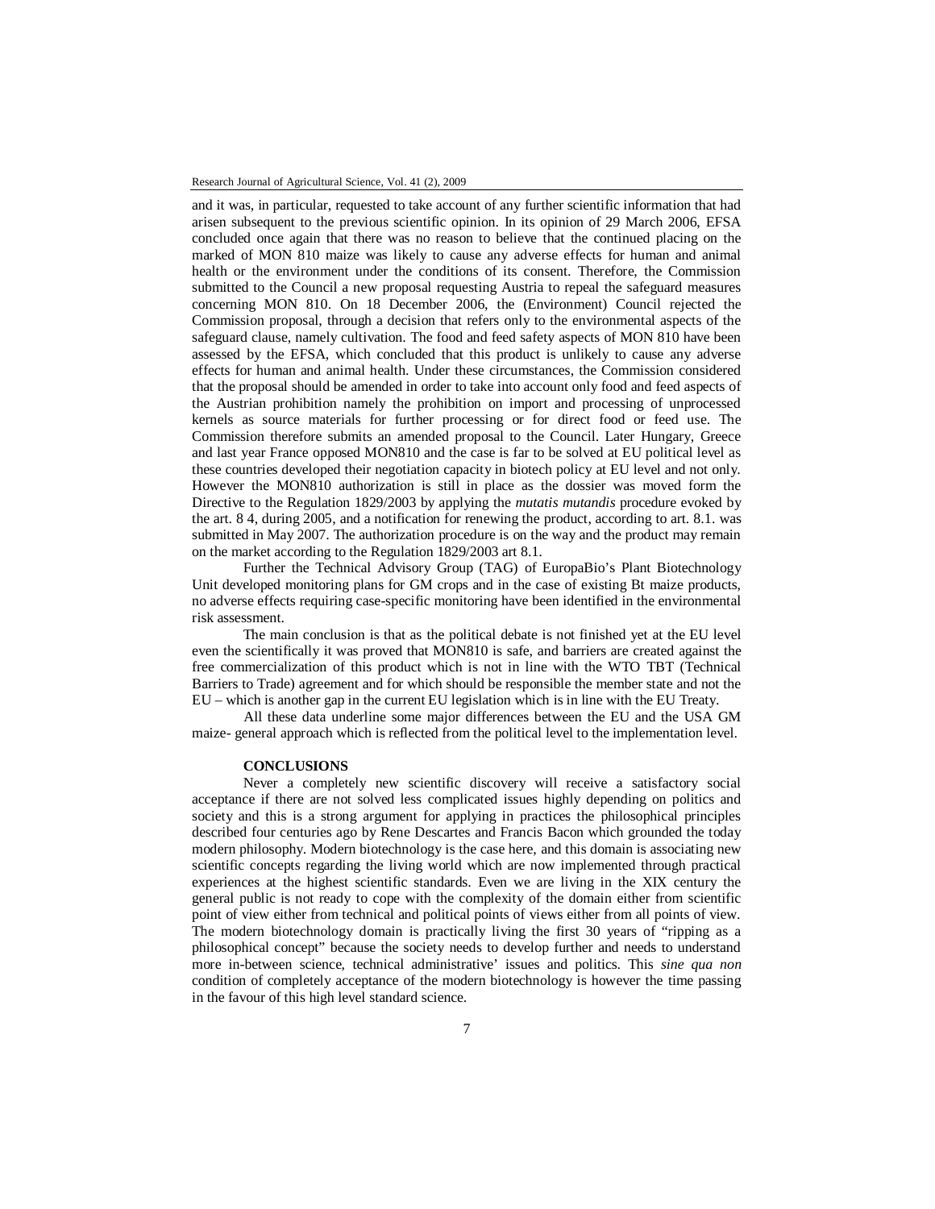and it was, in particular, requested to take account of any further scientific information that had arisen subsequent to the previous scientific opinion. In its opinion of 29 March 2006, EFSA concluded once again that there was no reason to believe that the continued placing on the marked of MON 810 maize was likely to cause any adverse effects for human and animal health or the environment under the conditions of its consent. Therefore, the Commission submitted to the Council a new proposal requesting Austria to repeal the safeguard measures concerning MON 810. On 18 December 2006, the (Environment) Council rejected the Commission proposal, through a decision that refers only to the environmental aspects of the safeguard clause, namely cultivation. The food and feed safety aspects of MON 810 have been assessed by the EFSA, which concluded that this product is unlikely to cause any adverse effects for human and animal health. Under these circumstances, the Commission considered that the proposal should be amended in order to take into account only food and feed aspects of the Austrian prohibition namely the prohibition on import and processing of unprocessed kernels as source materials for further processing or for direct food or feed use. The Commission therefore submits an amended proposal to the Council. Later Hungary, Greece and last year France opposed MON810 and the case is far to be solved at EU political level as these countries developed their negotiation capacity in biotech policy at EU level and not only. However the MON810 authorization is still in place as the dossier was moved form the Directive to the Regulation 1829/2003 by applying the *mutatis mutandis* procedure evoked by the art. 8 4, during 2005, and a notification for renewing the product, according to art. 8.1. was submitted in May 2007. The authorization procedure is on the way and the product may remain on the market according to the Regulation 1829/2003 art 8.1.

Further the Technical Advisory Group (TAG) of EuropaBio's Plant Biotechnology Unit developed monitoring plans for GM crops and in the case of existing Bt maize products, no adverse effects requiring case-specific monitoring have been identified in the environmental risk assessment.

The main conclusion is that as the political debate is not finished yet at the EU level even the scientifically it was proved that MON810 is safe, and barriers are created against the free commercialization of this product which is not in line with the WTO TBT (Technical Barriers to Trade) agreement and for which should be responsible the member state and not the EU – which is another gap in the current EU legislation which is in line with the EU Treaty.

All these data underline some major differences between the EU and the USA GM maize- general approach which is reflected from the political level to the implementation level.

## CONCLUSIONS

Never a completely new scientific discovery will receive a satisfactory social acceptance if there are not solved less complicated issues highly depending on politics and society and this is a strong argument for applying in practices the philosophical principles described four centuries ago by Rene Descartes and Francis Bacon which grounded the today modern philosophy. Modern biotechnology is the case here, and this domain is associating new scientific concepts regarding the living world which are now implemented through practical experiences at the highest scientific standards. Even we are living in the XIX century the general public is not ready to cope with the complexity of the domain either from scientific point of view either from technical and political points of views either from all points of view. The modern biotechnology domain is practically living the first 30 years of "ripping as a philosophical concept" because the society needs to develop further and needs to understand more in-between science, technical administrative' issues and politics. This *sine qua non* condition of completely acceptance of the modern biotechnology is however the time passing in the favour of this high level standard science.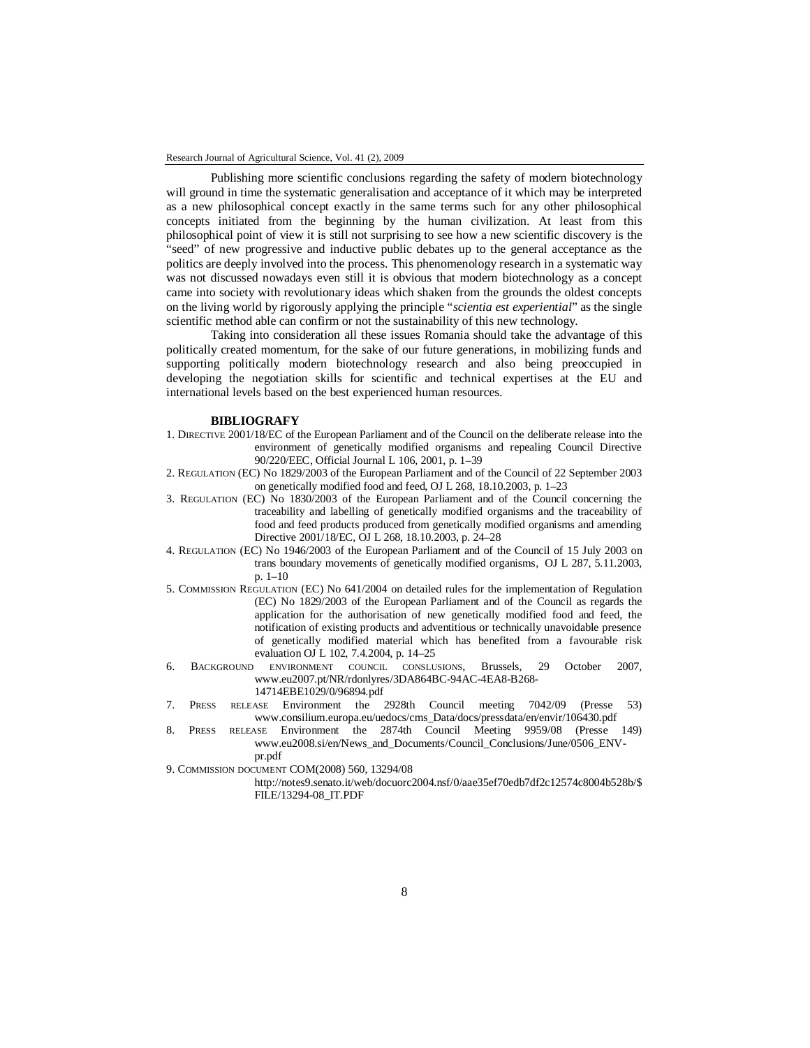Publishing more scientific conclusions regarding the safety of modern biotechnology will ground in time the systematic generalisation and acceptance of it which may be interpreted as a new philosophical concept exactly in the same terms such for any other philosophical concepts initiated from the beginning by the human civilization. At least from this philosophical point of view it is still not surprising to see how a new scientific discovery is the "seed" of new progressive and inductive public debates up to the general acceptance as the politics are deeply involved into the process. This phenomenology research in a systematic way was not discussed nowadays even still it is obvious that modern biotechnology as a concept came into society with revolutionary ideas which shaken from the grounds the oldest concepts on the living world by rigorously applying the principle "*scientia est experiential*" as the single scientific method able can confirm or not the sustainability of this new technology.

Taking into consideration all these issues Romania should take the advantage of this politically created momentum, for the sake of our future generations, in mobilizing funds and supporting politically modern biotechnology research and also being preoccupied in developing the negotiation skills for scientific and technical expertises at the EU and international levels based on the best experienced human resources.

**BIBLIOGRAFY**

1. DIRECTIVE 2001/18/EC of the European Parliament and of the Council on the deliberate release into the environment of genetically modified organisms and repealing Council Directive 90/220/EEC, Official Journal L 106, 2001, p. 1–39
2. REGULATION (EC) No 1829/2003 of the European Parliament and of the Council of 22 September 2003 on genetically modified food and feed, OJ L 268, 18.10.2003, p. 1–23
3. REGULATION (EC) No 1830/2003 of the European Parliament and of the Council concerning the traceability and labelling of genetically modified organisms and the traceability of food and feed products produced from genetically modified organisms and amending Directive 2001/18/EC, OJ L 268, 18.10.2003, p. 24–28
4. REGULATION (EC) No 1946/2003 of the European Parliament and of the Council of 15 July 2003 on trans boundary movements of genetically modified organisms, OJ L 287, 5.11.2003, p. 1–10
5. COMMISSION REGULATION (EC) No 641/2004 on detailed rules for the implementation of Regulation (EC) No 1829/2003 of the European Parliament and of the Council as regards the application for the authorisation of new genetically modified food and feed, the notification of existing products and adventitious or technically unavoidable presence of genetically modified material which has benefited from a favourable risk evaluation OJ L 102, 7.4.2004, p. 14–25
6. BACKGROUND ENVIRONMENT COUNCIL CONSLUSIONS, Brussels, 29 October 2007, www.eu2007.pt/NR/rdonlyres/3DA864BC-94AC-4EA8-B268-14714EBE1029/0/96894.pdf
7. PRESS RELEASE Environment the 2928th Council meeting 7042/09 (Presse 53) www.consilium.europa.eu/uedocs/cms_Data/docs/pressdata/en/envir/106430.pdf
8. PRESS RELEASE Environment the 2874th Council Meeting 9959/08 (Presse 149) www.eu2008.si/en/News_and_Documents/Council_Conclusions/June/0506_ENV-pr.pdf
9. COMMISSION DOCUMENT COM(2008) 560, 13294/08 http://notes9.senato.it/web/docuorc2004.nsf/0/aae35ef70edb7df2c12574c8004b528b/$FILE/13294-08_IT.PDF